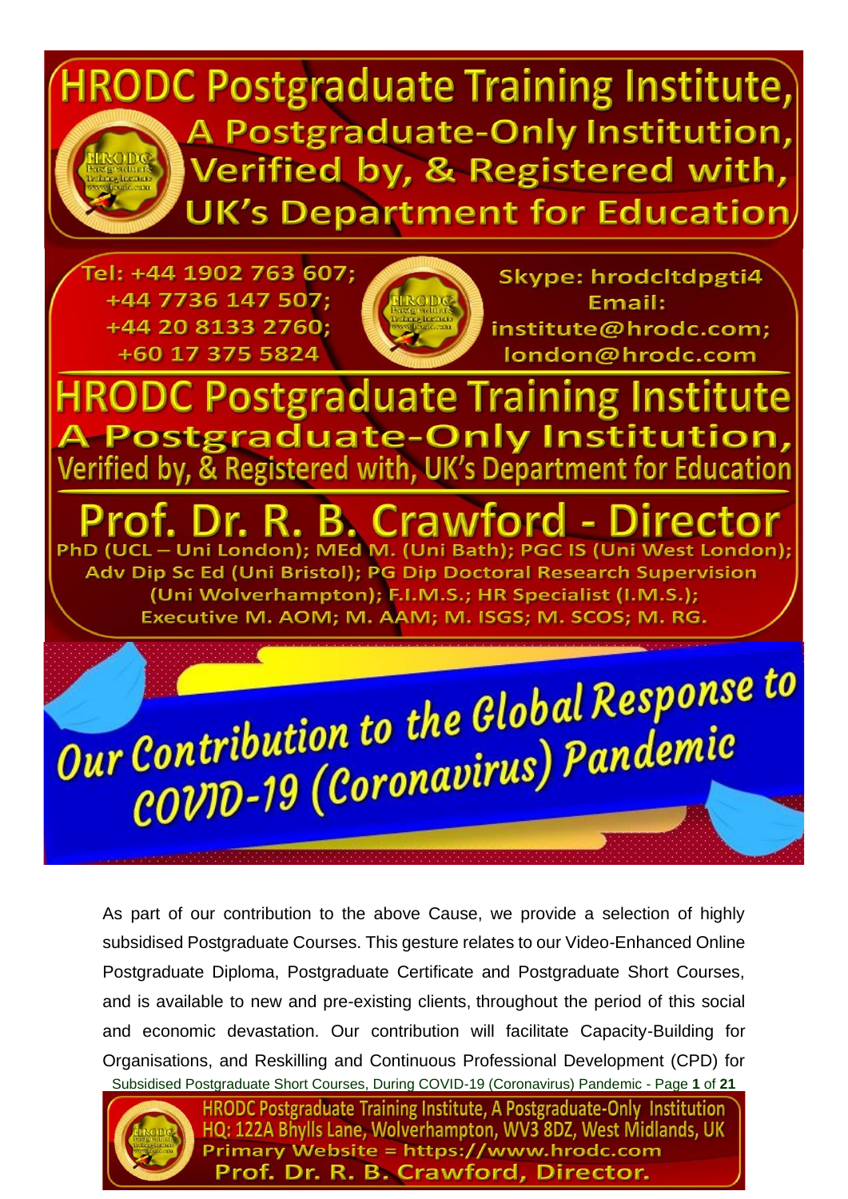# HRODC Postgraduate Training Institute, A Postgraduate-Only Institution, Verified by, & Registered with, UK's Department for Education

Tel: +44 1902 763 607; +44 7736 147 507; +44 20 8133 2760; +60 17 375 5824

Skype: hrodcltdpgti4
Email: institute@hrodc.com; london@hrodc.com

## HRODC Postgraduate Training Institute A Postgraduate-Only Institution, Verified by, & Registered with, UK's Department for Education

## Prof. Dr. R. B. Crawford - Director

PhD (UCL – Uni London); MEd M. (Uni Bath); PGC IS (Uni West London); Adv Dip Sc Ed (Uni Bristol); PG Dip Doctoral Research Supervision (Uni Wolverhampton); F.I.M.S.; HR Specialist (I.M.S.); Executive M. AOM; M. AAM; M. ISGS; M. SCOS; M. RG.

## Our Contribution to the Global Response to COVID-19 (Coronavirus) Pandemic

As part of our contribution to the above Cause, we provide a selection of highly subsidised Postgraduate Courses. This gesture relates to our Video-Enhanced Online Postgraduate Diploma, Postgraduate Certificate and Postgraduate Short Courses, and is available to new and pre-existing clients, throughout the period of this social and economic devastation. Our contribution will facilitate Capacity-Building for Organisations, and Reskilling and Continuous Professional Development (CPD) for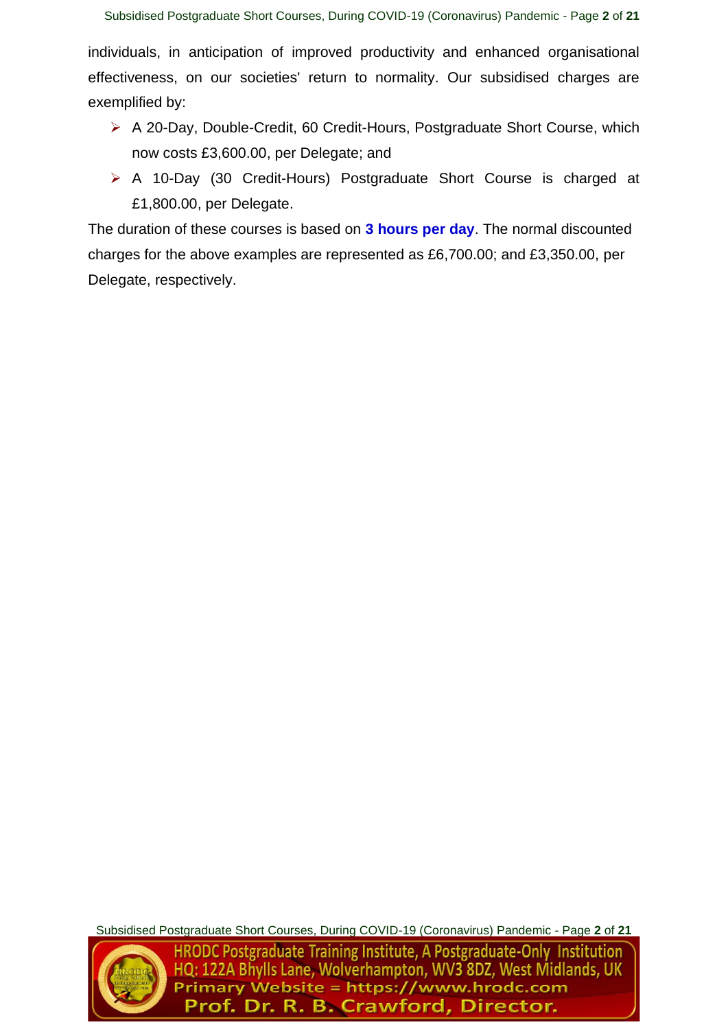individuals, in anticipation of improved productivity and enhanced organisational effectiveness, on our societies' return to normality. Our subsidised charges are exemplified by:

- A 20-Day, Double-Credit, 60 Credit-Hours, Postgraduate Short Course, which now costs £3,600.00, per Delegate; and
- A 10-Day (30 Credit-Hours) Postgraduate Short Course is charged at £1,800.00, per Delegate.

The duration of these courses is based on **3 hours per day**. The normal discounted charges for the above examples are represented as £6,700.00; and £3,350.00, per Delegate, respectively.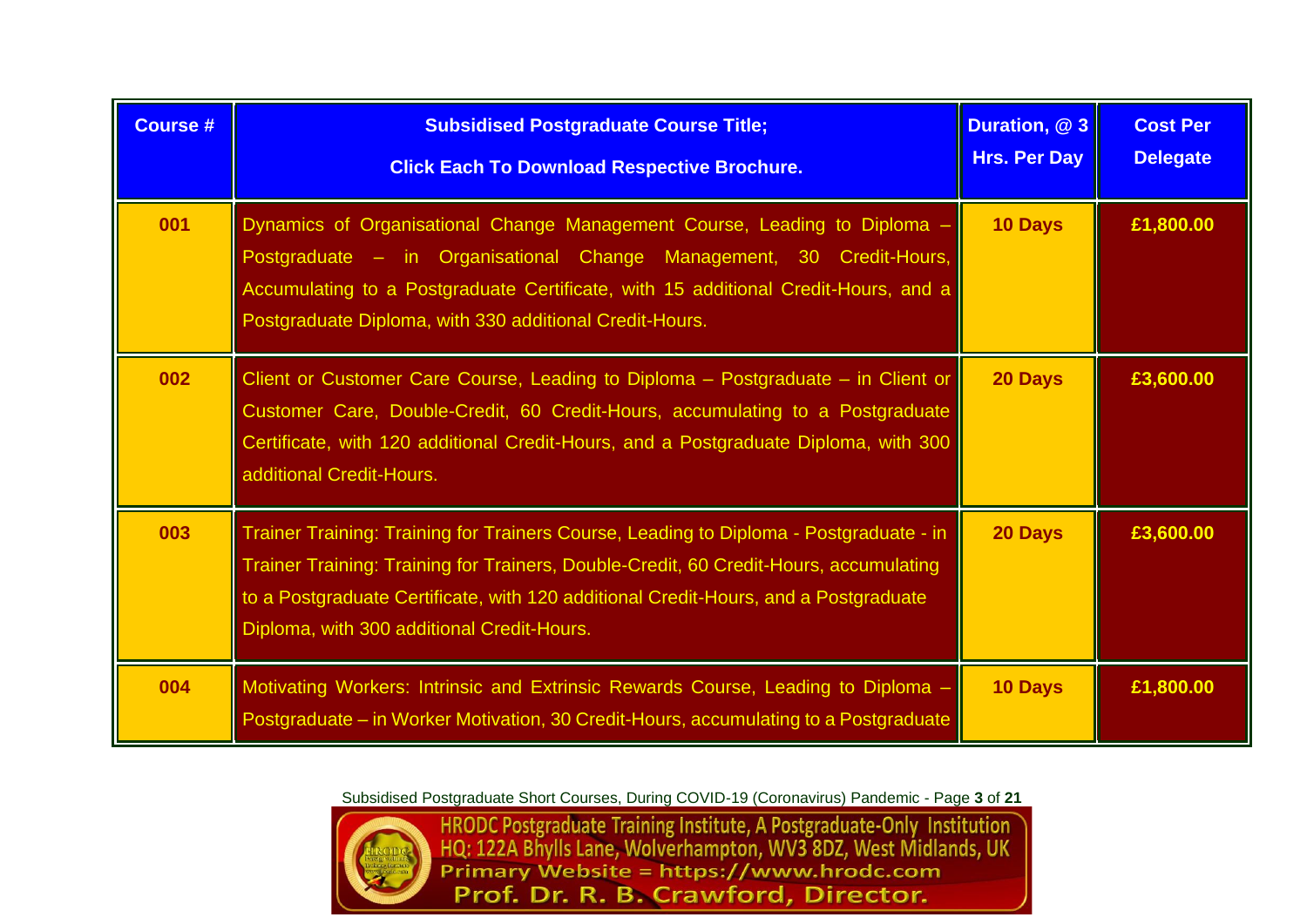| Course # | Subsidised Postgraduate Course Title; Click Each To Download Respective Brochure. | Duration, @ 3 Hrs. Per Day | Cost Per Delegate |
|---|---|---|---|
| 001 | Dynamics of Organisational Change Management Course, Leading to Diploma – Postgraduate – in Organisational Change Management, 30 Credit-Hours, Accumulating to a Postgraduate Certificate, with 15 additional Credit-Hours, and a Postgraduate Diploma, with 330 additional Credit-Hours. | 10 Days | £1,800.00 |
| 002 | Client or Customer Care Course, Leading to Diploma – Postgraduate – in Client or Customer Care, Double-Credit, 60 Credit-Hours, accumulating to a Postgraduate Certificate, with 120 additional Credit-Hours, and a Postgraduate Diploma, with 300 additional Credit-Hours. | 20 Days | £3,600.00 |
| 003 | Trainer Training: Training for Trainers Course, Leading to Diploma - Postgraduate - in Trainer Training: Training for Trainers, Double-Credit, 60 Credit-Hours, accumulating to a Postgraduate Certificate, with 120 additional Credit-Hours, and a Postgraduate Diploma, with 300 additional Credit-Hours. | 20 Days | £3,600.00 |
| 004 | Motivating Workers: Intrinsic and Extrinsic Rewards Course, Leading to Diploma – Postgraduate – in Worker Motivation, 30 Credit-Hours, accumulating to a Postgraduate | 10 Days | £1,800.00 |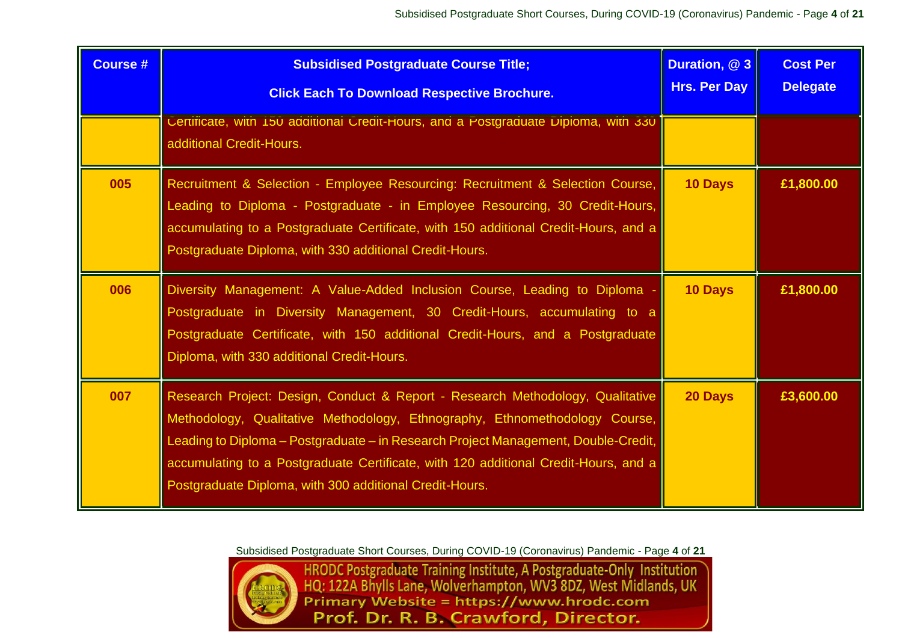| Course # | Subsidised Postgraduate Course Title; Click Each To Download Respective Brochure. | Duration, @ 3 Hrs. Per Day | Cost Per Delegate |
|---|---|---|---|
| | Certificate, with 150 additional Credit-Hours, and a Postgraduate Diploma, with 330 additional Credit-Hours. | | |
| 005 | Recruitment & Selection - Employee Resourcing: Recruitment & Selection Course, Leading to Diploma - Postgraduate - in Employee Resourcing, 30 Credit-Hours, accumulating to a Postgraduate Certificate, with 150 additional Credit-Hours, and a Postgraduate Diploma, with 330 additional Credit-Hours. | 10 Days | £1,800.00 |
| 006 | Diversity Management: A Value-Added Inclusion Course, Leading to Diploma - Postgraduate in Diversity Management, 30 Credit-Hours, accumulating to a Postgraduate Certificate, with 150 additional Credit-Hours, and a Postgraduate Diploma, with 330 additional Credit-Hours. | 10 Days | £1,800.00 |
| 007 | Research Project: Design, Conduct & Report - Research Methodology, Qualitative Methodology, Qualitative Methodology, Ethnography, Ethnomethodology Course, Leading to Diploma – Postgraduate – in Research Project Management, Double-Credit, accumulating to a Postgraduate Certificate, with 120 additional Credit-Hours, and a Postgraduate Diploma, with 300 additional Credit-Hours. | 20 Days | £3,600.00 |

HRODC Postgraduate Training Institute, A Postgraduate-Only Institution
HQ: 122A Bhylls Lane, Wolverhampton, WV3 8DZ, West Midlands, UK
Primary Website = https://www.hrodc.com
Prof. Dr. R. B. Crawford, Director.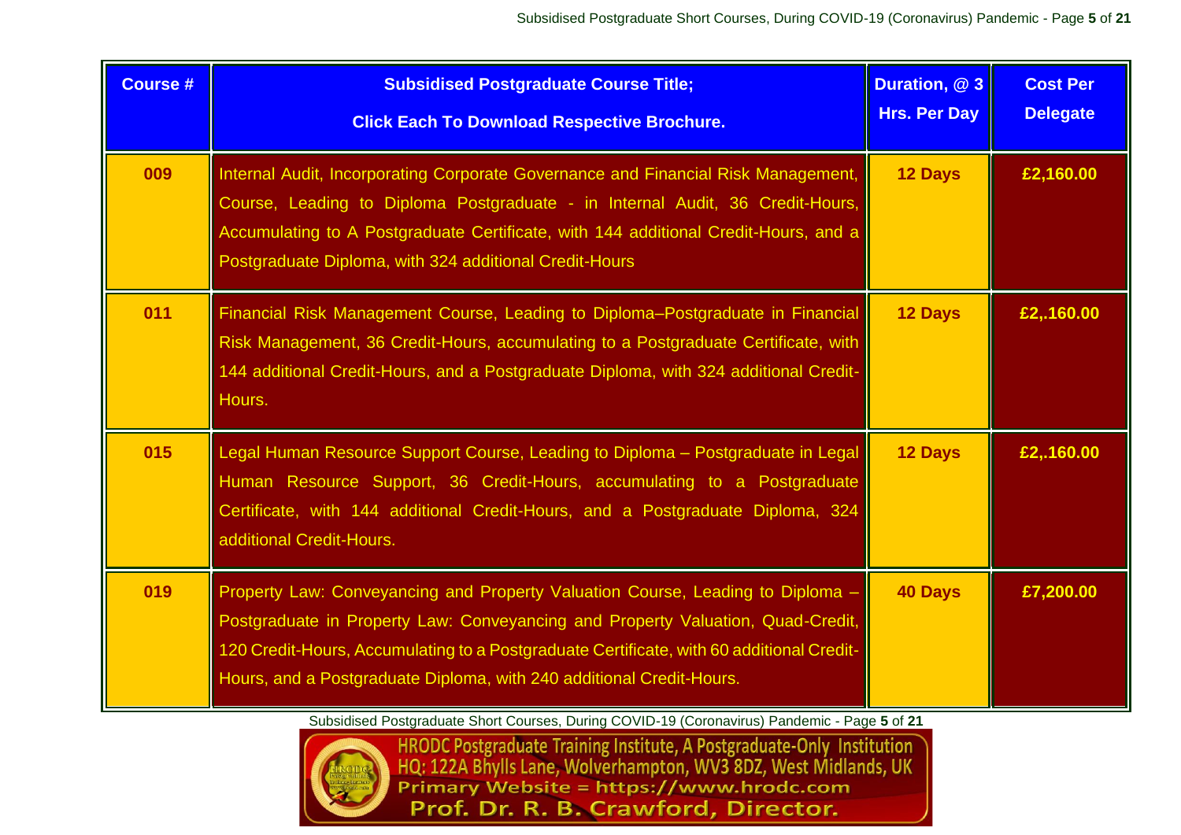| Course # | Subsidised Postgraduate Course Title; Click Each To Download Respective Brochure. | Duration, @ 3 Hrs. Per Day | Cost Per Delegate |
|---|---|---|---|
| 009 | Internal Audit, Incorporating Corporate Governance and Financial Risk Management, Course, Leading to Diploma Postgraduate - in Internal Audit, 36 Credit-Hours, Accumulating to A Postgraduate Certificate, with 144 additional Credit-Hours, and a Postgraduate Diploma, with 324 additional Credit-Hours | 12 Days | £2,160.00 |
| 011 | Financial Risk Management Course, Leading to Diploma–Postgraduate in Financial Risk Management, 36 Credit-Hours, accumulating to a Postgraduate Certificate, with 144 additional Credit-Hours, and a Postgraduate Diploma, with 324 additional Credit-Hours. | 12 Days | £2,.160.00 |
| 015 | Legal Human Resource Support Course, Leading to Diploma – Postgraduate in Legal Human Resource Support, 36 Credit-Hours, accumulating to a Postgraduate Certificate, with 144 additional Credit-Hours, and a Postgraduate Diploma, 324 additional Credit-Hours. | 12 Days | £2,.160.00 |
| 019 | Property Law: Conveyancing and Property Valuation Course, Leading to Diploma – Postgraduate in Property Law: Conveyancing and Property Valuation, Quad-Credit, 120 Credit-Hours, Accumulating to a Postgraduate Certificate, with 60 additional Credit-Hours, and a Postgraduate Diploma, with 240 additional Credit-Hours. | 40 Days | £7,200.00 |

HRODC Postgraduate Training Institute, A Postgraduate-Only Institution
HQ: 122A Bhylls Lane, Wolverhampton, WV3 8DZ, West Midlands, UK
Primary Website = https://www.hrodc.com
Prof. Dr. R. B. Crawford, Director.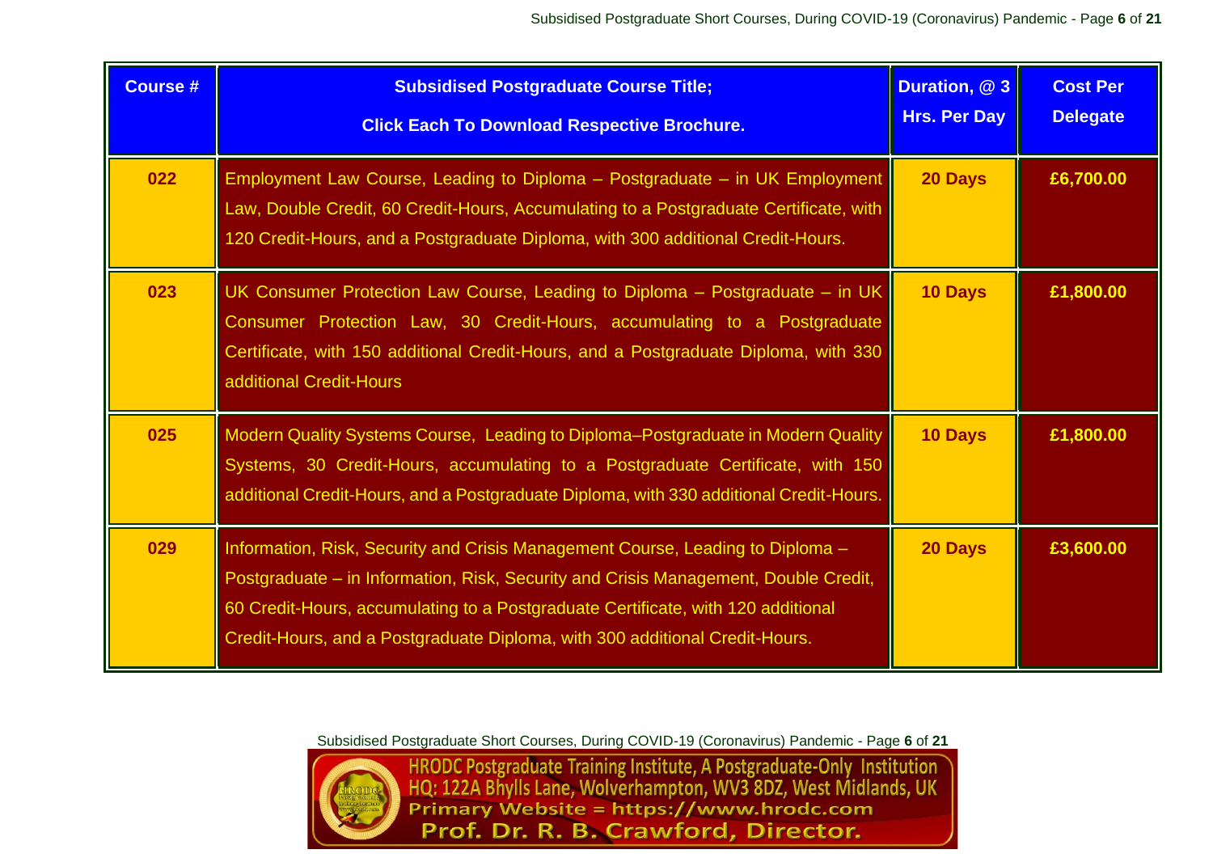| Course # | Subsidised Postgraduate Course Title; Click Each To Download Respective Brochure. | Duration, @ 3 Hrs. Per Day | Cost Per Delegate |
|---|---|---|---|
| 022 | Employment Law Course, Leading to Diploma – Postgraduate – in UK Employment Law, Double Credit, 60 Credit-Hours, Accumulating to a Postgraduate Certificate, with 120 Credit-Hours, and a Postgraduate Diploma, with 300 additional Credit-Hours. | 20 Days | £6,700.00 |
| 023 | UK Consumer Protection Law Course, Leading to Diploma – Postgraduate – in UK Consumer Protection Law, 30 Credit-Hours, accumulating to a Postgraduate Certificate, with 150 additional Credit-Hours, and a Postgraduate Diploma, with 330 additional Credit-Hours | 10 Days | £1,800.00 |
| 025 | Modern Quality Systems Course, Leading to Diploma–Postgraduate in Modern Quality Systems, 30 Credit-Hours, accumulating to a Postgraduate Certificate, with 150 additional Credit-Hours, and a Postgraduate Diploma, with 330 additional Credit-Hours. | 10 Days | £1,800.00 |
| 029 | Information, Risk, Security and Crisis Management Course, Leading to Diploma – Postgraduate – in Information, Risk, Security and Crisis Management, Double Credit, 60 Credit-Hours, accumulating to a Postgraduate Certificate, with 120 additional Credit-Hours, and a Postgraduate Diploma, with 300 additional Credit-Hours. | 20 Days | £3,600.00 |

HRODC Postgraduate Training Institute, A Postgraduate-Only Institution
HQ: 122A Bhylls Lane, Wolverhampton, WV3 8DZ, West Midlands, UK
Primary Website = https://www.hrodc.com
Prof. Dr. R. B. Crawford, Director.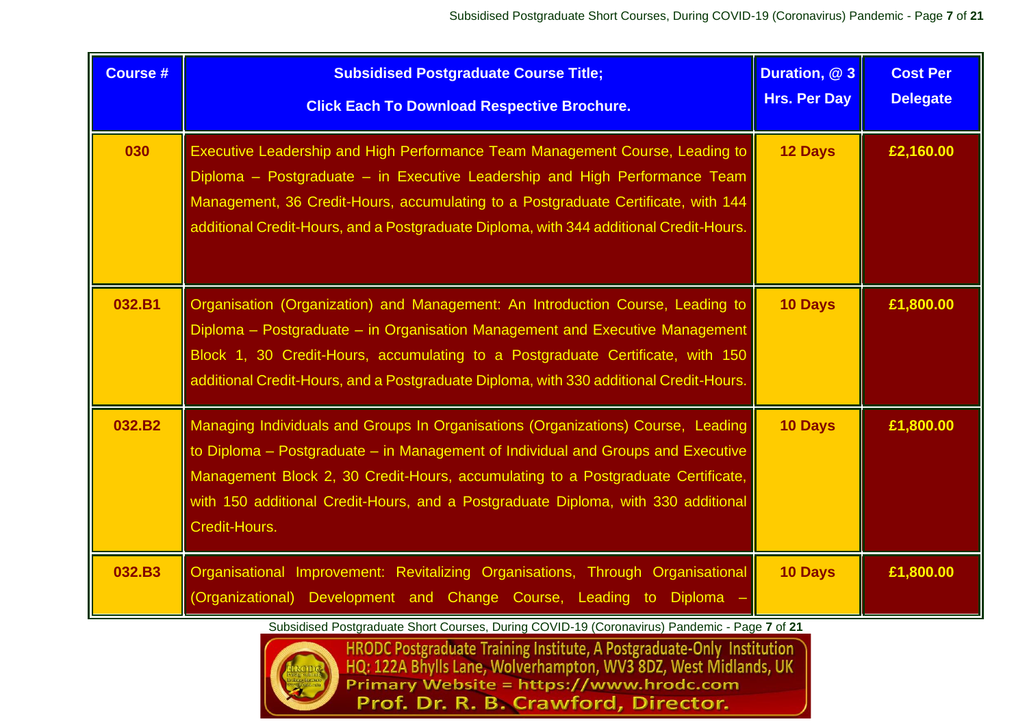| Course # | Subsidised Postgraduate Course Title; Click Each To Download Respective Brochure. | Duration, @ 3 Hrs. Per Day | Cost Per Delegate |
|---|---|---|---|
| 030 | Executive Leadership and High Performance Team Management Course, Leading to Diploma – Postgraduate – in Executive Leadership and High Performance Team Management, 36 Credit-Hours, accumulating to a Postgraduate Certificate, with 144 additional Credit-Hours, and a Postgraduate Diploma, with 344 additional Credit-Hours. | 12 Days | £2,160.00 |
| 032.B1 | Organisation (Organization) and Management: An Introduction Course, Leading to Diploma – Postgraduate – in Organisation Management and Executive Management Block 1, 30 Credit-Hours, accumulating to a Postgraduate Certificate, with 150 additional Credit-Hours, and a Postgraduate Diploma, with 330 additional Credit-Hours. | 10 Days | £1,800.00 |
| 032.B2 | Managing Individuals and Groups In Organisations (Organizations) Course, Leading to Diploma – Postgraduate – in Management of Individual and Groups and Executive Management Block 2, 30 Credit-Hours, accumulating to a Postgraduate Certificate, with 150 additional Credit-Hours, and a Postgraduate Diploma, with 330 additional Credit-Hours. | 10 Days | £1,800.00 |
| 032.B3 | Organisational Improvement: Revitalizing Organisations, Through Organisational (Organizational) Development and Change Course, Leading to Diploma – | 10 Days | £1,800.00 |

HRODC Postgraduate Training Institute, A Postgraduate-Only Institution
HQ: 122A Bhylls Lane, Wolverhampton, WV3 8DZ, West Midlands, UK
Primary Website = https://www.hrodc.com
Prof. Dr. R. B. Crawford, Director.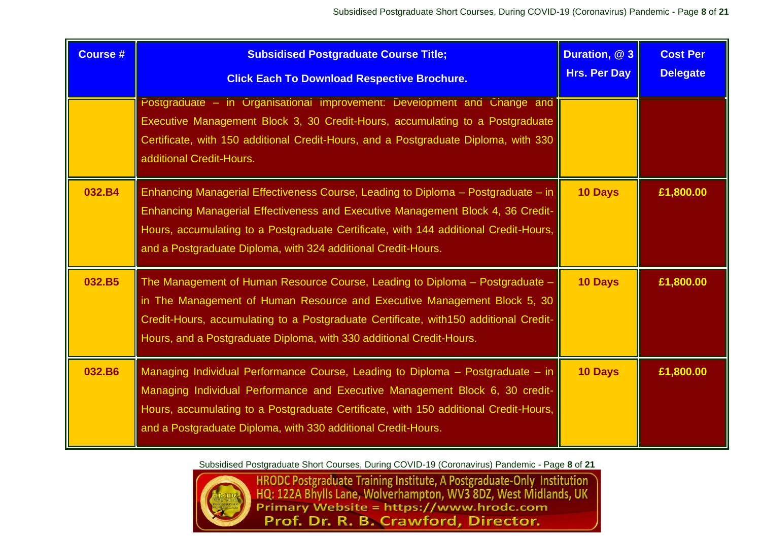| Course # | Subsidised Postgraduate Course Title; Click Each To Download Respective Brochure. | Duration, @ 3 Hrs. Per Day | Cost Per Delegate |
|---|---|---|---|
| | Postgraduate – in Organisational Improvement: Development and Change and Executive Management Block 3, 30 Credit-Hours, accumulating to a Postgraduate Certificate, with 150 additional Credit-Hours, and a Postgraduate Diploma, with 330 additional Credit-Hours. | | |
| 032.B4 | Enhancing Managerial Effectiveness Course, Leading to Diploma – Postgraduate – in Enhancing Managerial Effectiveness and Executive Management Block 4, 36 Credit-Hours, accumulating to a Postgraduate Certificate, with 144 additional Credit-Hours, and a Postgraduate Diploma, with 324 additional Credit-Hours. | 10 Days | £1,800.00 |
| 032.B5 | The Management of Human Resource Course, Leading to Diploma – Postgraduate – in The Management of Human Resource and Executive Management Block 5, 30 Credit-Hours, accumulating to a Postgraduate Certificate, with150 additional Credit-Hours, and a Postgraduate Diploma, with 330 additional Credit-Hours. | 10 Days | £1,800.00 |
| 032.B6 | Managing Individual Performance Course, Leading to Diploma – Postgraduate – in Managing Individual Performance and Executive Management Block 6, 30 credit-Hours, accumulating to a Postgraduate Certificate, with 150 additional Credit-Hours, and a Postgraduate Diploma, with 330 additional Credit-Hours. | 10 Days | £1,800.00 |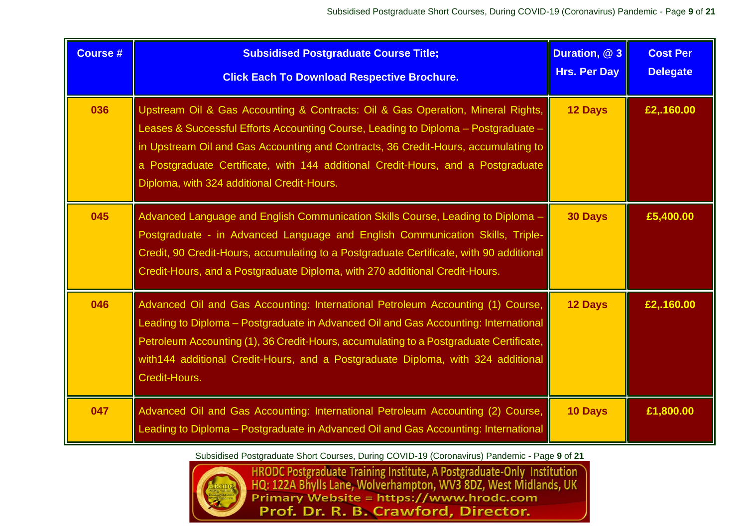| Course # | Subsidised Postgraduate Course Title; Click Each To Download Respective Brochure. | Duration, @ 3 Hrs. Per Day | Cost Per Delegate |
|---|---|---|---|
| 036 | Upstream Oil & Gas Accounting & Contracts: Oil & Gas Operation, Mineral Rights, Leases & Successful Efforts Accounting Course, Leading to Diploma – Postgraduate – in Upstream Oil and Gas Accounting and Contracts, 36 Credit-Hours, accumulating to a Postgraduate Certificate, with 144 additional Credit-Hours, and a Postgraduate Diploma, with 324 additional Credit-Hours. | 12 Days | £2,.160.00 |
| 045 | Advanced Language and English Communication Skills Course, Leading to Diploma – Postgraduate - in Advanced Language and English Communication Skills, Triple-Credit, 90 Credit-Hours, accumulating to a Postgraduate Certificate, with 90 additional Credit-Hours, and a Postgraduate Diploma, with 270 additional Credit-Hours. | 30 Days | £5,400.00 |
| 046 | Advanced Oil and Gas Accounting: International Petroleum Accounting (1) Course, Leading to Diploma – Postgraduate in Advanced Oil and Gas Accounting: International Petroleum Accounting (1), 36 Credit-Hours, accumulating to a Postgraduate Certificate, with144 additional Credit-Hours, and a Postgraduate Diploma, with 324 additional Credit-Hours. | 12 Days | £2,.160.00 |
| 047 | Advanced Oil and Gas Accounting: International Petroleum Accounting (2) Course, Leading to Diploma – Postgraduate in Advanced Oil and Gas Accounting: International | 10 Days | £1,800.00 |

HRODC Postgraduate Training Institute, A Postgraduate-Only Institution
HQ: 122A Bhylls Lane, Wolverhampton, WV3 8DZ, West Midlands, UK
Primary Website = https://www.hrodc.com
Prof. Dr. R. B. Crawford, Director.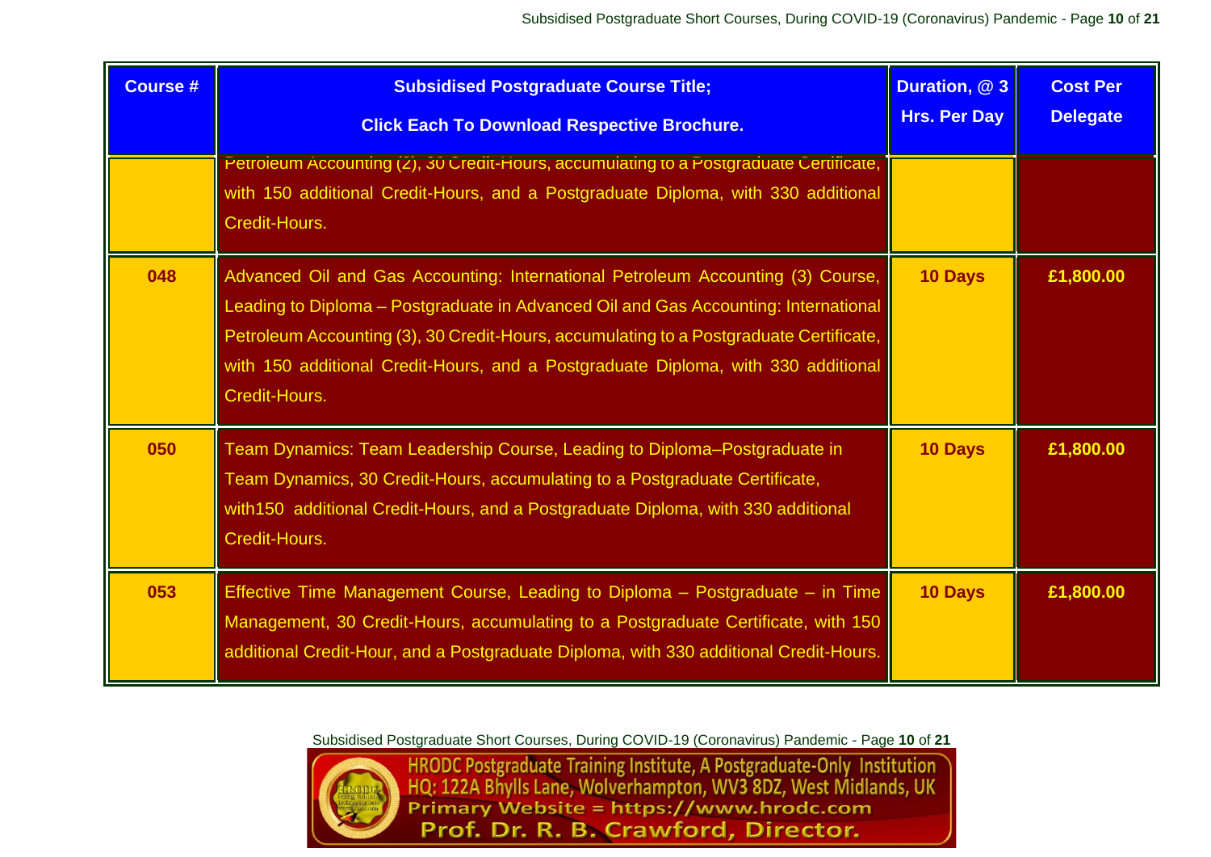| Course # | Subsidised Postgraduate Course Title; Click Each To Download Respective Brochure. | Duration, @ 3 Hrs. Per Day | Cost Per Delegate |
|---|---|---|---|
| | Petroleum Accounting (2), 30 Credit-Hours, accumulating to a Postgraduate Certificate, with 150 additional Credit-Hours, and a Postgraduate Diploma, with 330 additional Credit-Hours. | | |
| 048 | Advanced Oil and Gas Accounting: International Petroleum Accounting (3) Course, Leading to Diploma – Postgraduate in Advanced Oil and Gas Accounting: International Petroleum Accounting (3), 30 Credit-Hours, accumulating to a Postgraduate Certificate, with 150 additional Credit-Hours, and a Postgraduate Diploma, with 330 additional Credit-Hours. | 10 Days | £1,800.00 |
| 050 | Team Dynamics: Team Leadership Course, Leading to Diploma–Postgraduate in Team Dynamics, 30 Credit-Hours, accumulating to a Postgraduate Certificate, with150 additional Credit-Hours, and a Postgraduate Diploma, with 330 additional Credit-Hours. | 10 Days | £1,800.00 |
| 053 | Effective Time Management Course, Leading to Diploma – Postgraduate – in Time Management, 30 Credit-Hours, accumulating to a Postgraduate Certificate, with 150 additional Credit-Hour, and a Postgraduate Diploma, with 330 additional Credit-Hours. | 10 Days | £1,800.00 |

HRODC Postgraduate Training Institute, A Postgraduate-Only Institution
HQ: 122A Bhylls Lane, Wolverhampton, WV3 8DZ, West Midlands, UK
Primary Website = https://www.hrodc.com
Prof. Dr. R. B. Crawford, Director.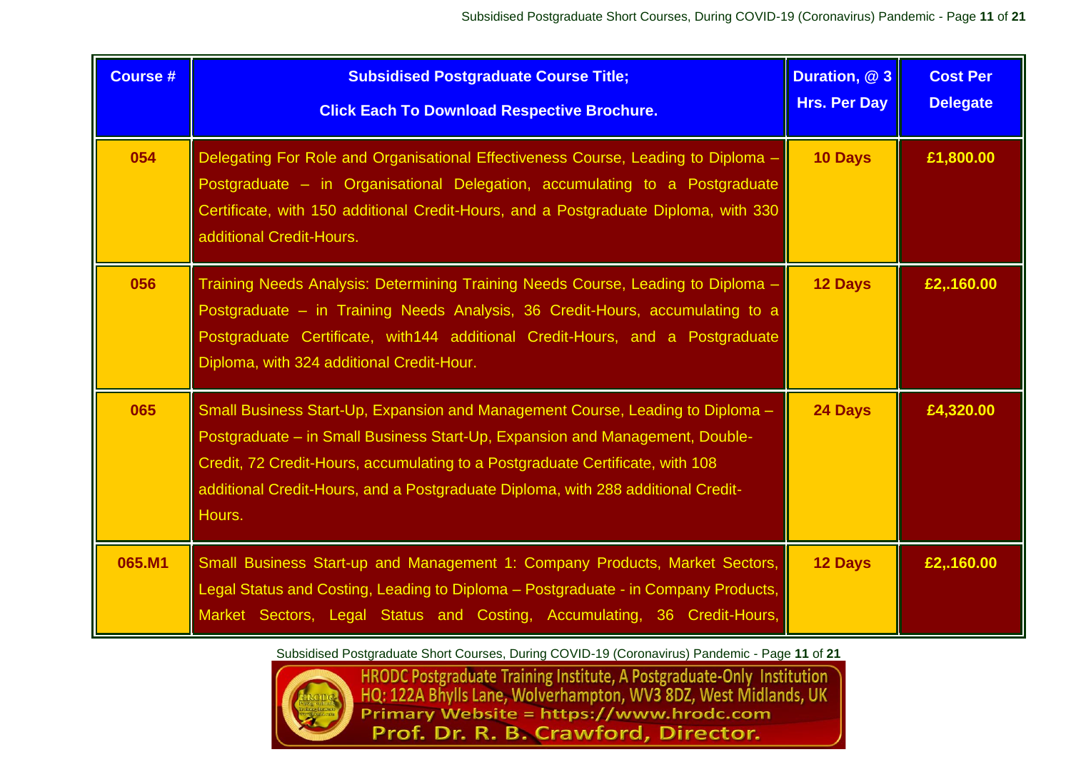| Course # | Subsidised Postgraduate Course Title; Click Each To Download Respective Brochure. | Duration, @ 3 Hrs. Per Day | Cost Per Delegate |
|---|---|---|---|
| 054 | Delegating For Role and Organisational Effectiveness Course, Leading to Diploma – Postgraduate – in Organisational Delegation, accumulating to a Postgraduate Certificate, with 150 additional Credit-Hours, and a Postgraduate Diploma, with 330 additional Credit-Hours. | 10 Days | £1,800.00 |
| 056 | Training Needs Analysis: Determining Training Needs Course, Leading to Diploma – Postgraduate – in Training Needs Analysis, 36 Credit-Hours, accumulating to a Postgraduate Certificate, with144 additional Credit-Hours, and a Postgraduate Diploma, with 324 additional Credit-Hour. | 12 Days | £2,.160.00 |
| 065 | Small Business Start-Up, Expansion and Management Course, Leading to Diploma – Postgraduate – in Small Business Start-Up, Expansion and Management, Double-Credit, 72 Credit-Hours, accumulating to a Postgraduate Certificate, with 108 additional Credit-Hours, and a Postgraduate Diploma, with 288 additional Credit-Hours. | 24 Days | £4,320.00 |
| 065.M1 | Small Business Start-up and Management 1: Company Products, Market Sectors, Legal Status and Costing, Leading to Diploma – Postgraduate - in Company Products, Market Sectors, Legal Status and Costing, Accumulating, 36 Credit-Hours, | 12 Days | £2,.160.00 |

HRODC Postgraduate Training Institute, A Postgraduate-Only Institution
HQ: 122A Bhylls Lane, Wolverhampton, WV3 8DZ, West Midlands, UK
Primary Website = https://www.hrodc.com
Prof. Dr. R. B. Crawford, Director.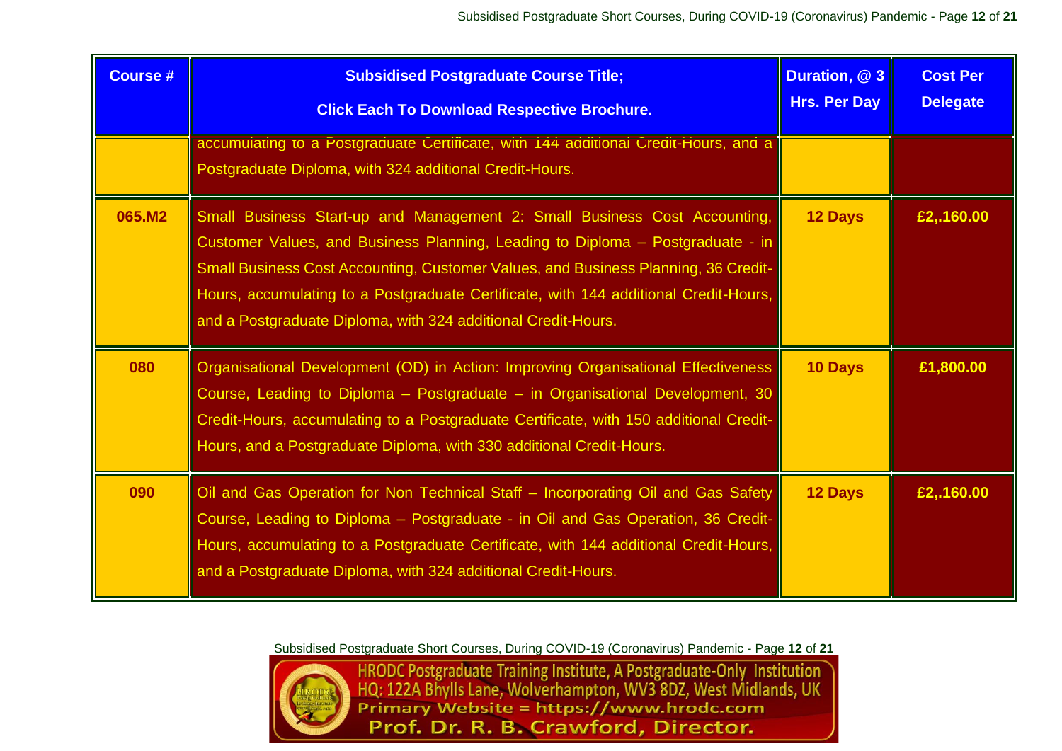| Course # | Subsidised Postgraduate Course Title; Click Each To Download Respective Brochure. | Duration, @ 3 Hrs. Per Day | Cost Per Delegate |
|---|---|---|---|
| | accumulating to a Postgraduate Certificate, with 144 additional Credit-Hours, and a Postgraduate Diploma, with 324 additional Credit-Hours. | | |
| **065.M2** | Small Business Start-up and Management 2: Small Business Cost Accounting, Customer Values, and Business Planning, Leading to Diploma – Postgraduate - in Small Business Cost Accounting, Customer Values, and Business Planning, 36 Credit-Hours, accumulating to a Postgraduate Certificate, with 144 additional Credit-Hours, and a Postgraduate Diploma, with 324 additional Credit-Hours. | **12 Days** | **£2,.160.00** |
| **080** | Organisational Development (OD) in Action: Improving Organisational Effectiveness Course, Leading to Diploma – Postgraduate – in Organisational Development, 30 Credit-Hours, accumulating to a Postgraduate Certificate, with 150 additional Credit-Hours, and a Postgraduate Diploma, with 330 additional Credit-Hours. | **10 Days** | **£1,800.00** |
| **090** | Oil and Gas Operation for Non Technical Staff – Incorporating Oil and Gas Safety Course, Leading to Diploma – Postgraduate - in Oil and Gas Operation, 36 Credit-Hours, accumulating to a Postgraduate Certificate, with 144 additional Credit-Hours, and a Postgraduate Diploma, with 324 additional Credit-Hours. | **12 Days** | **£2,.160.00** |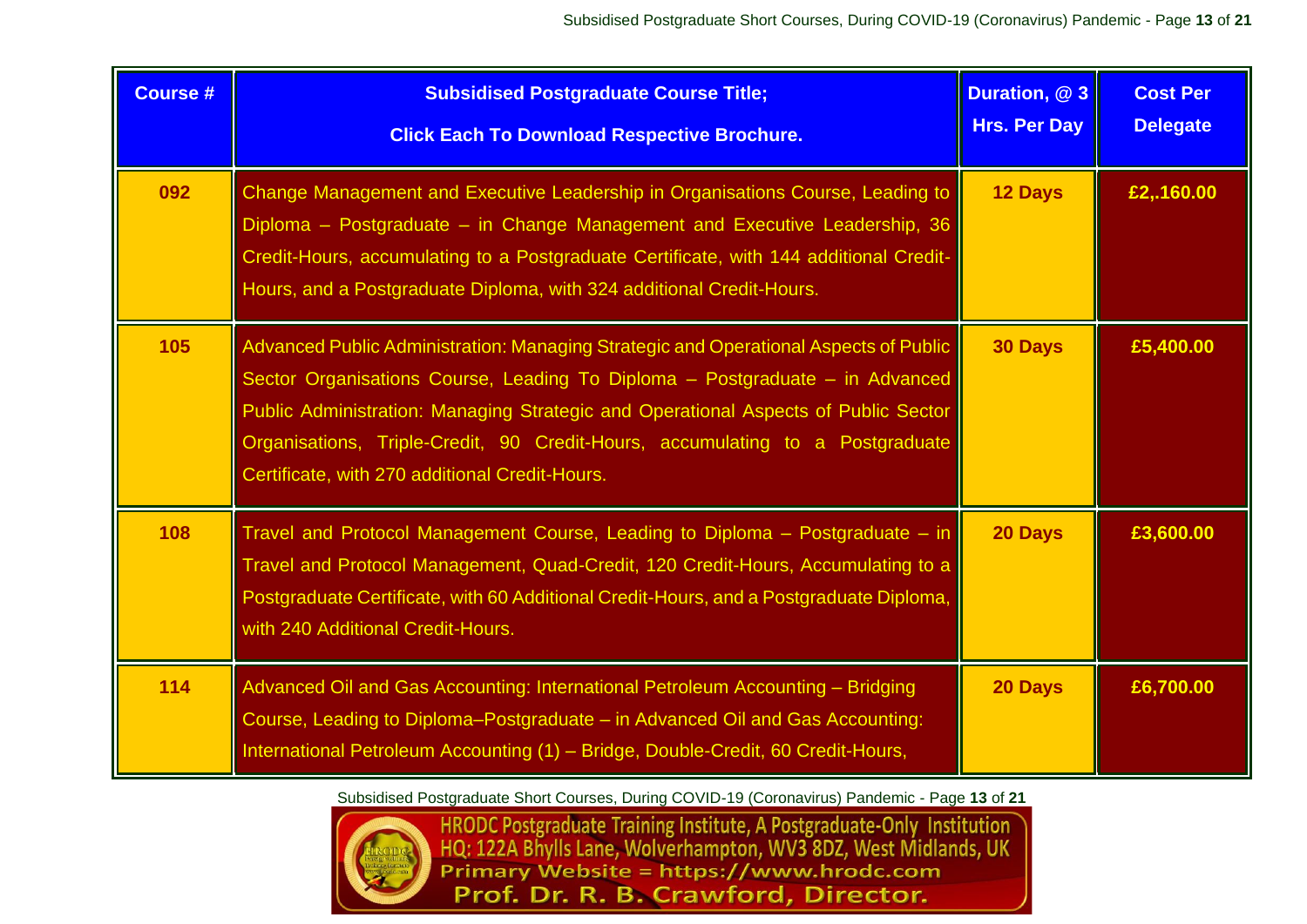| Course # | Subsidised Postgraduate Course Title; Click Each To Download Respective Brochure. | Duration, @ 3 Hrs. Per Day | Cost Per Delegate |
|---|---|---|---|
| 092 | Change Management and Executive Leadership in Organisations Course, Leading to Diploma – Postgraduate – in Change Management and Executive Leadership, 36 Credit-Hours, accumulating to a Postgraduate Certificate, with 144 additional Credit-Hours, and a Postgraduate Diploma, with 324 additional Credit-Hours. | 12 Days | £2,.160.00 |
| 105 | Advanced Public Administration: Managing Strategic and Operational Aspects of Public Sector Organisations Course, Leading To Diploma – Postgraduate – in Advanced Public Administration: Managing Strategic and Operational Aspects of Public Sector Organisations, Triple-Credit, 90 Credit-Hours, accumulating to a Postgraduate Certificate, with 270 additional Credit-Hours. | 30 Days | £5,400.00 |
| 108 | Travel and Protocol Management Course, Leading to Diploma – Postgraduate – in Travel and Protocol Management, Quad-Credit, 120 Credit-Hours, Accumulating to a Postgraduate Certificate, with 60 Additional Credit-Hours, and a Postgraduate Diploma, with 240 Additional Credit-Hours. | 20 Days | £3,600.00 |
| 114 | Advanced Oil and Gas Accounting: International Petroleum Accounting – Bridging Course, Leading to Diploma–Postgraduate – in Advanced Oil and Gas Accounting: International Petroleum Accounting (1) – Bridge, Double-Credit, 60 Credit-Hours, | 20 Days | £6,700.00 |

HRODC Postgraduate Training Institute, A Postgraduate-Only Institution
HQ: 122A Bhylls Lane, Wolverhampton, WV3 8DZ, West Midlands, UK
Primary Website = https://www.hrodc.com
Prof. Dr. R. B. Crawford, Director.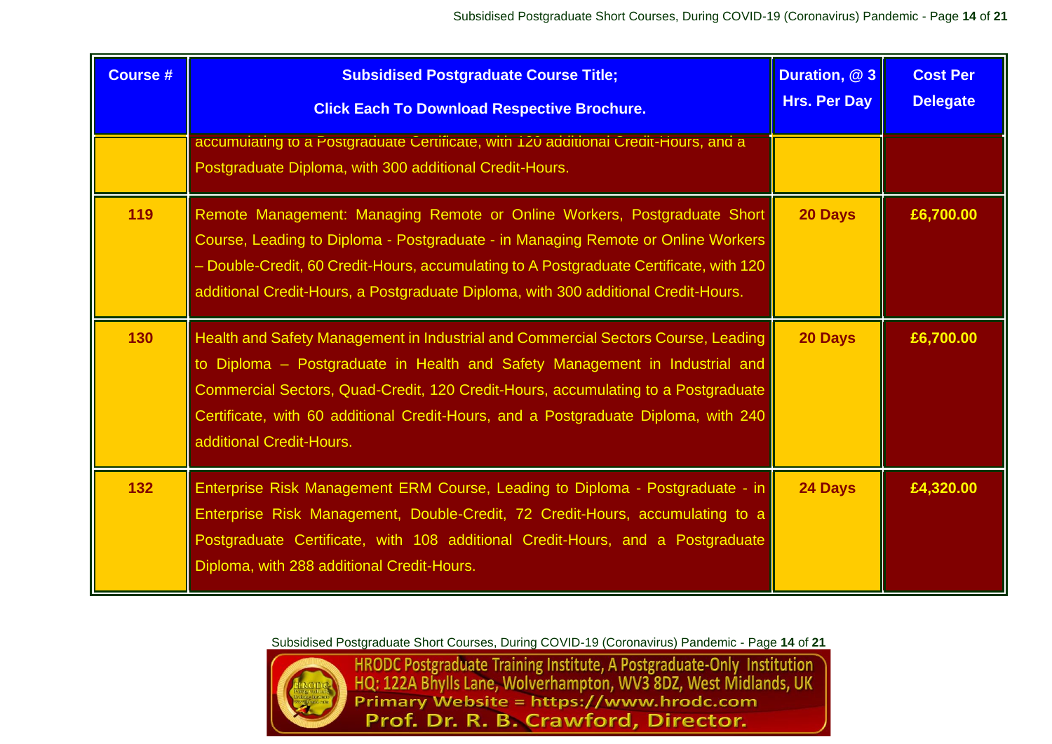| Course # | Subsidised Postgraduate Course Title; Click Each To Download Respective Brochure. | Duration, @ 3 Hrs. Per Day | Cost Per Delegate |
|---|---|---|---|
| | accumulating to a Postgraduate Certificate, with 120 additional Credit-Hours, and a Postgraduate Diploma, with 300 additional Credit-Hours. | | |
| 119 | Remote Management: Managing Remote or Online Workers, Postgraduate Short Course, Leading to Diploma - Postgraduate - in Managing Remote or Online Workers – Double-Credit, 60 Credit-Hours, accumulating to A Postgraduate Certificate, with 120 additional Credit-Hours, a Postgraduate Diploma, with 300 additional Credit-Hours. | 20 Days | £6,700.00 |
| 130 | Health and Safety Management in Industrial and Commercial Sectors Course, Leading to Diploma – Postgraduate in Health and Safety Management in Industrial and Commercial Sectors, Quad-Credit, 120 Credit-Hours, accumulating to a Postgraduate Certificate, with 60 additional Credit-Hours, and a Postgraduate Diploma, with 240 additional Credit-Hours. | 20 Days | £6,700.00 |
| 132 | Enterprise Risk Management ERM Course, Leading to Diploma - Postgraduate - in Enterprise Risk Management, Double-Credit, 72 Credit-Hours, accumulating to a Postgraduate Certificate, with 108 additional Credit-Hours, and a Postgraduate Diploma, with 288 additional Credit-Hours. | 24 Days | £4,320.00 |

HRODC Postgraduate Training Institute, A Postgraduate-Only Institution
HQ: 122A Bhylls Lane, Wolverhampton, WV3 8DZ, West Midlands, UK
Primary Website = https://www.hrodc.com
Prof. Dr. R. B. Crawford, Director.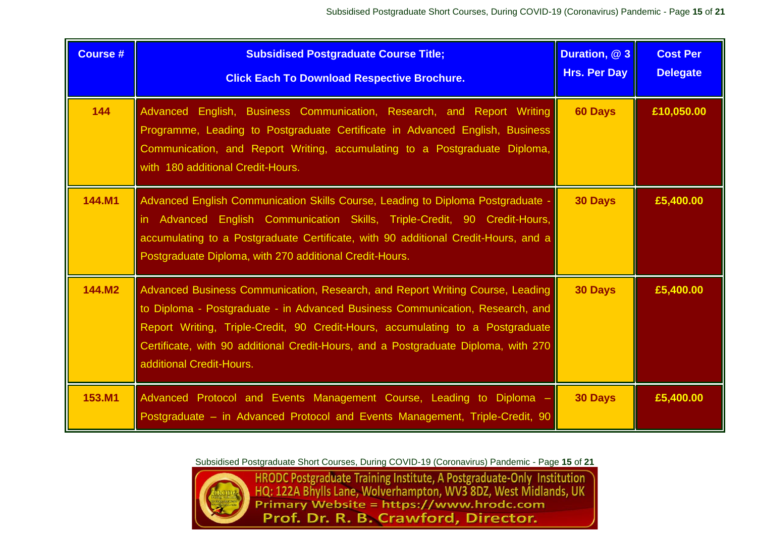| Course # | Subsidised Postgraduate Course Title; Click Each To Download Respective Brochure. | Duration, @ 3 Hrs. Per Day | Cost Per Delegate |
|---|---|---|---|
| 144 | Advanced English, Business Communication, Research, and Report Writing Programme, Leading to Postgraduate Certificate in Advanced English, Business Communication, and Report Writing, accumulating to a Postgraduate Diploma, with 180 additional Credit-Hours. | 60 Days | £10,050.00 |
| 144.M1 | Advanced English Communication Skills Course, Leading to Diploma Postgraduate - in Advanced English Communication Skills, Triple-Credit, 90 Credit-Hours, accumulating to a Postgraduate Certificate, with 90 additional Credit-Hours, and a Postgraduate Diploma, with 270 additional Credit-Hours. | 30 Days | £5,400.00 |
| 144.M2 | Advanced Business Communication, Research, and Report Writing Course, Leading to Diploma - Postgraduate - in Advanced Business Communication, Research, and Report Writing, Triple-Credit, 90 Credit-Hours, accumulating to a Postgraduate Certificate, with 90 additional Credit-Hours, and a Postgraduate Diploma, with 270 additional Credit-Hours. | 30 Days | £5,400.00 |
| 153.M1 | Advanced Protocol and Events Management Course, Leading to Diploma – Postgraduate – in Advanced Protocol and Events Management, Triple-Credit, 90 | 30 Days | £5,400.00 |

HRODC Postgraduate Training Institute, A Postgraduate-Only Institution
HQ: 122A Bhylls Lane, Wolverhampton, WV3 8DZ, West Midlands, UK
Primary Website = https://www.hrodc.com
Prof. Dr. R. B. Crawford, Director.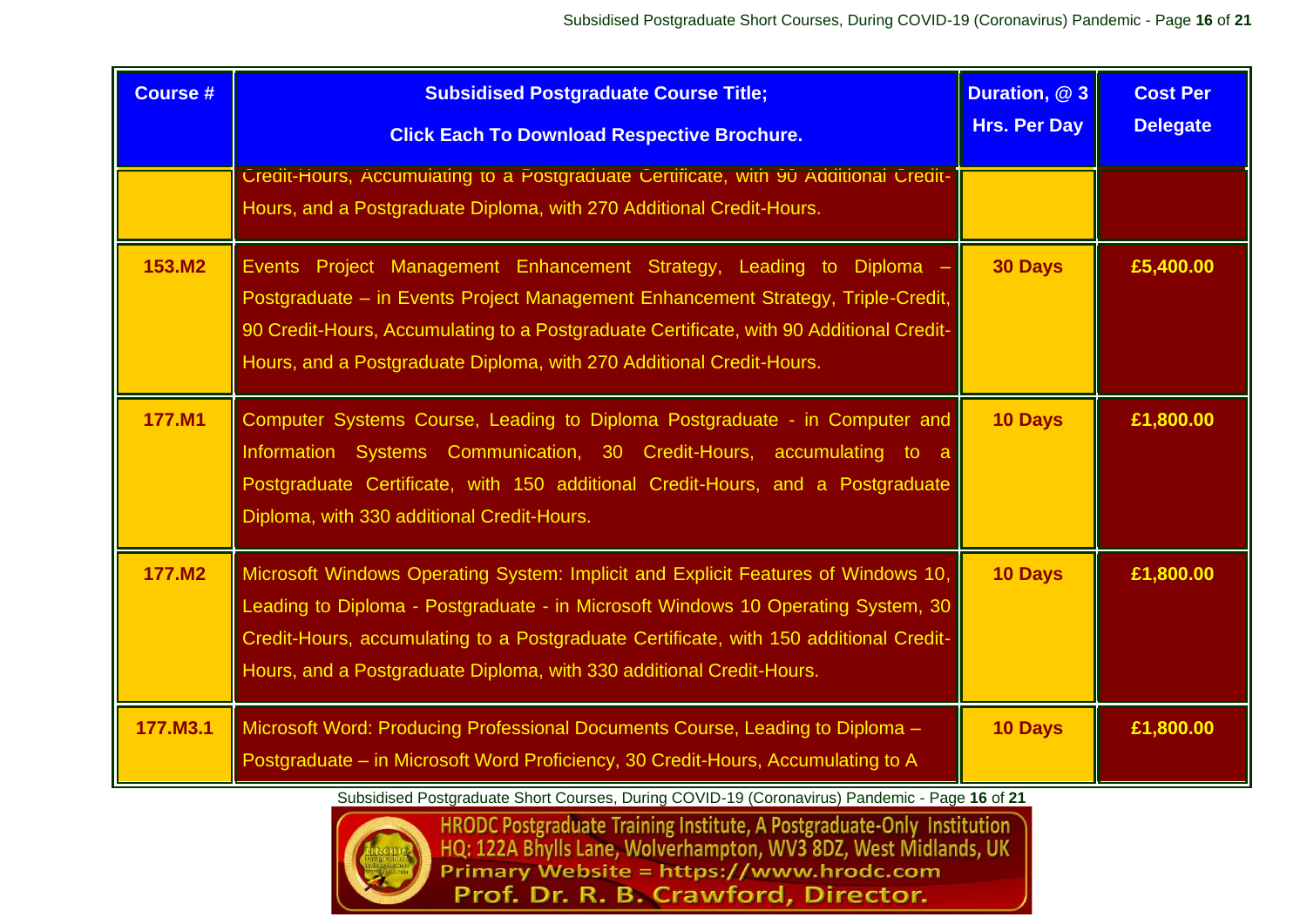| Course # | Subsidised Postgraduate Course Title; Click Each To Download Respective Brochure. | Duration, @ 3 Hrs. Per Day | Cost Per Delegate |
|---|---|---|---|
| | Credit-Hours, Accumulating to a Postgraduate Certificate, with 90 Additional Credit-Hours, and a Postgraduate Diploma, with 270 Additional Credit-Hours. | | |
| 153.M2 | Events Project Management Enhancement Strategy, Leading to Diploma – Postgraduate – in Events Project Management Enhancement Strategy, Triple-Credit, 90 Credit-Hours, Accumulating to a Postgraduate Certificate, with 90 Additional Credit-Hours, and a Postgraduate Diploma, with 270 Additional Credit-Hours. | 30 Days | £5,400.00 |
| 177.M1 | Computer Systems Course, Leading to Diploma Postgraduate - in Computer and Information Systems Communication, 30 Credit-Hours, accumulating to a Postgraduate Certificate, with 150 additional Credit-Hours, and a Postgraduate Diploma, with 330 additional Credit-Hours. | 10 Days | £1,800.00 |
| 177.M2 | Microsoft Windows Operating System: Implicit and Explicit Features of Windows 10, Leading to Diploma - Postgraduate - in Microsoft Windows 10 Operating System, 30 Credit-Hours, accumulating to a Postgraduate Certificate, with 150 additional Credit-Hours, and a Postgraduate Diploma, with 330 additional Credit-Hours. | 10 Days | £1,800.00 |
| 177.M3.1 | Microsoft Word: Producing Professional Documents Course, Leading to Diploma – Postgraduate – in Microsoft Word Proficiency, 30 Credit-Hours, Accumulating to A | 10 Days | £1,800.00 |

HRODC Postgraduate Training Institute, A Postgraduate-Only Institution
HQ: 122A Bhylls Lane, Wolverhampton, WV3 8DZ, West Midlands, UK
Primary Website = https://www.hrodc.com
Prof. Dr. R. B. Crawford, Director.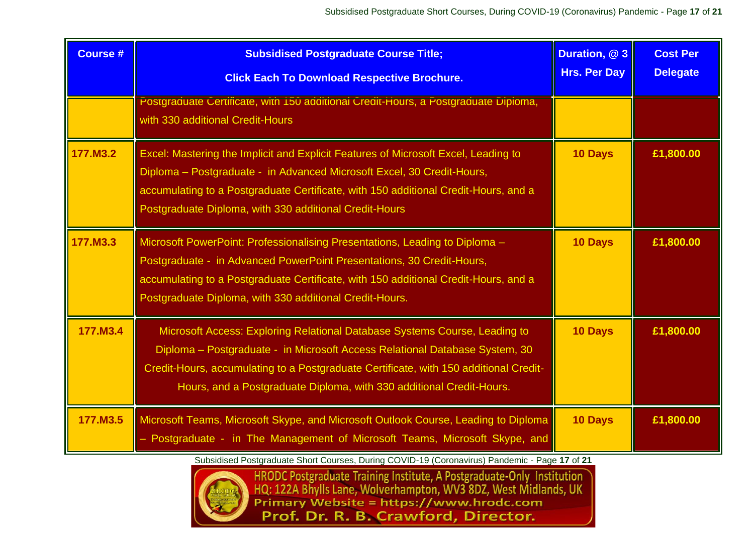| Course # | Subsidised Postgraduate Course Title; Click Each To Download Respective Brochure. | Duration, @ 3 Hrs. Per Day | Cost Per Delegate |
|---|---|---|---|
| | Postgraduate Certificate, with 150 additional Credit-Hours, a Postgraduate Diploma, with 330 additional Credit-Hours | | |
| 177.M3.2 | Excel: Mastering the Implicit and Explicit Features of Microsoft Excel, Leading to Diploma – Postgraduate - in Advanced Microsoft Excel, 30 Credit-Hours, accumulating to a Postgraduate Certificate, with 150 additional Credit-Hours, and a Postgraduate Diploma, with 330 additional Credit-Hours | 10 Days | £1,800.00 |
| 177.M3.3 | Microsoft PowerPoint: Professionalising Presentations, Leading to Diploma – Postgraduate - in Advanced PowerPoint Presentations, 30 Credit-Hours, accumulating to a Postgraduate Certificate, with 150 additional Credit-Hours, and a Postgraduate Diploma, with 330 additional Credit-Hours. | 10 Days | £1,800.00 |
| 177.M3.4 | Microsoft Access: Exploring Relational Database Systems Course, Leading to Diploma – Postgraduate - in Microsoft Access Relational Database System, 30 Credit-Hours, accumulating to a Postgraduate Certificate, with 150 additional Credit-Hours, and a Postgraduate Diploma, with 330 additional Credit-Hours. | 10 Days | £1,800.00 |
| 177.M3.5 | Microsoft Teams, Microsoft Skype, and Microsoft Outlook Course, Leading to Diploma – Postgraduate - in The Management of Microsoft Teams, Microsoft Skype, and | 10 Days | £1,800.00 |

HRODC Postgraduate Training Institute, A Postgraduate-Only Institution
HQ: 122A Bhylls Lane, Wolverhampton, WV3 8DZ, West Midlands, UK
Primary Website = https://www.hrodc.com
Prof. Dr. R. B. Crawford, Director.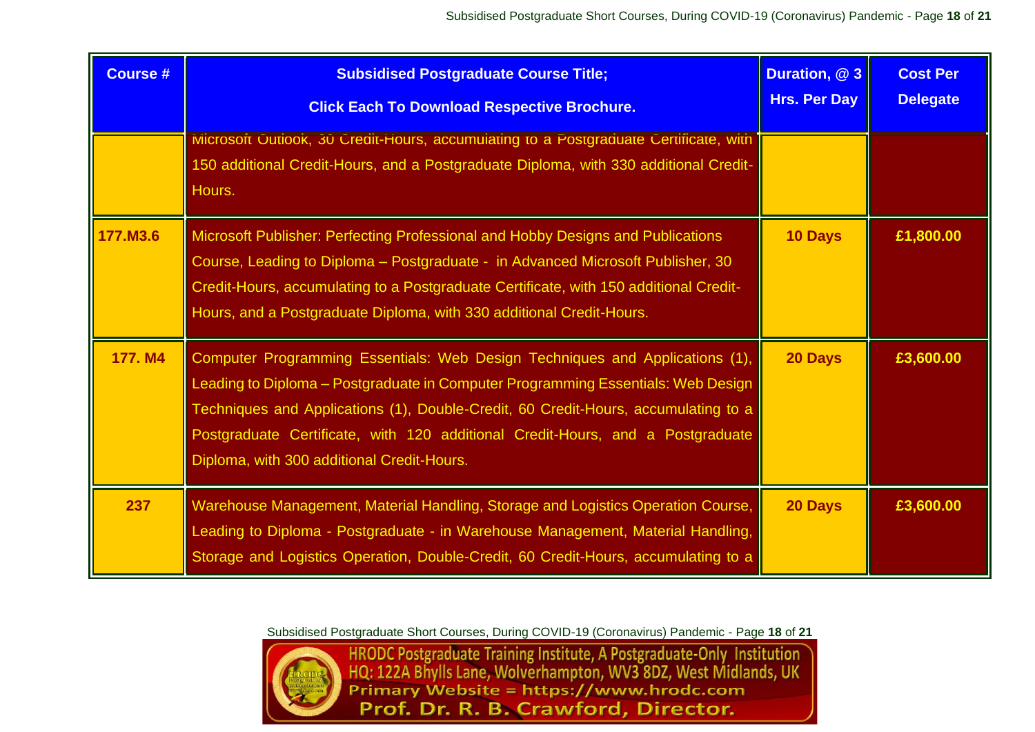| Course # | Subsidised Postgraduate Course Title; Click Each To Download Respective Brochure. | Duration, @ 3 Hrs. Per Day | Cost Per Delegate |
|---|---|---|---|
| | Microsoft Outlook, 30 Credit-Hours, accumulating to a Postgraduate Certificate, with 150 additional Credit-Hours, and a Postgraduate Diploma, with 330 additional Credit-Hours. | | |
| 177.M3.6 | Microsoft Publisher: Perfecting Professional and Hobby Designs and Publications Course, Leading to Diploma – Postgraduate - in Advanced Microsoft Publisher, 30 Credit-Hours, accumulating to a Postgraduate Certificate, with 150 additional Credit-Hours, and a Postgraduate Diploma, with 330 additional Credit-Hours. | 10 Days | £1,800.00 |
| 177. M4 | Computer Programming Essentials: Web Design Techniques and Applications (1), Leading to Diploma – Postgraduate in Computer Programming Essentials: Web Design Techniques and Applications (1), Double-Credit, 60 Credit-Hours, accumulating to a Postgraduate Certificate, with 120 additional Credit-Hours, and a Postgraduate Diploma, with 300 additional Credit-Hours. | 20 Days | £3,600.00 |
| 237 | Warehouse Management, Material Handling, Storage and Logistics Operation Course, Leading to Diploma - Postgraduate - in Warehouse Management, Material Handling, Storage and Logistics Operation, Double-Credit, 60 Credit-Hours, accumulating to a | 20 Days | £3,600.00 |

HRODC Postgraduate Training Institute, A Postgraduate-Only Institution
HQ: 122A Bhylls Lane, Wolverhampton, WV3 8DZ, West Midlands, UK
Primary Website = https://www.hrodc.com
Prof. Dr. R. B. Crawford, Director.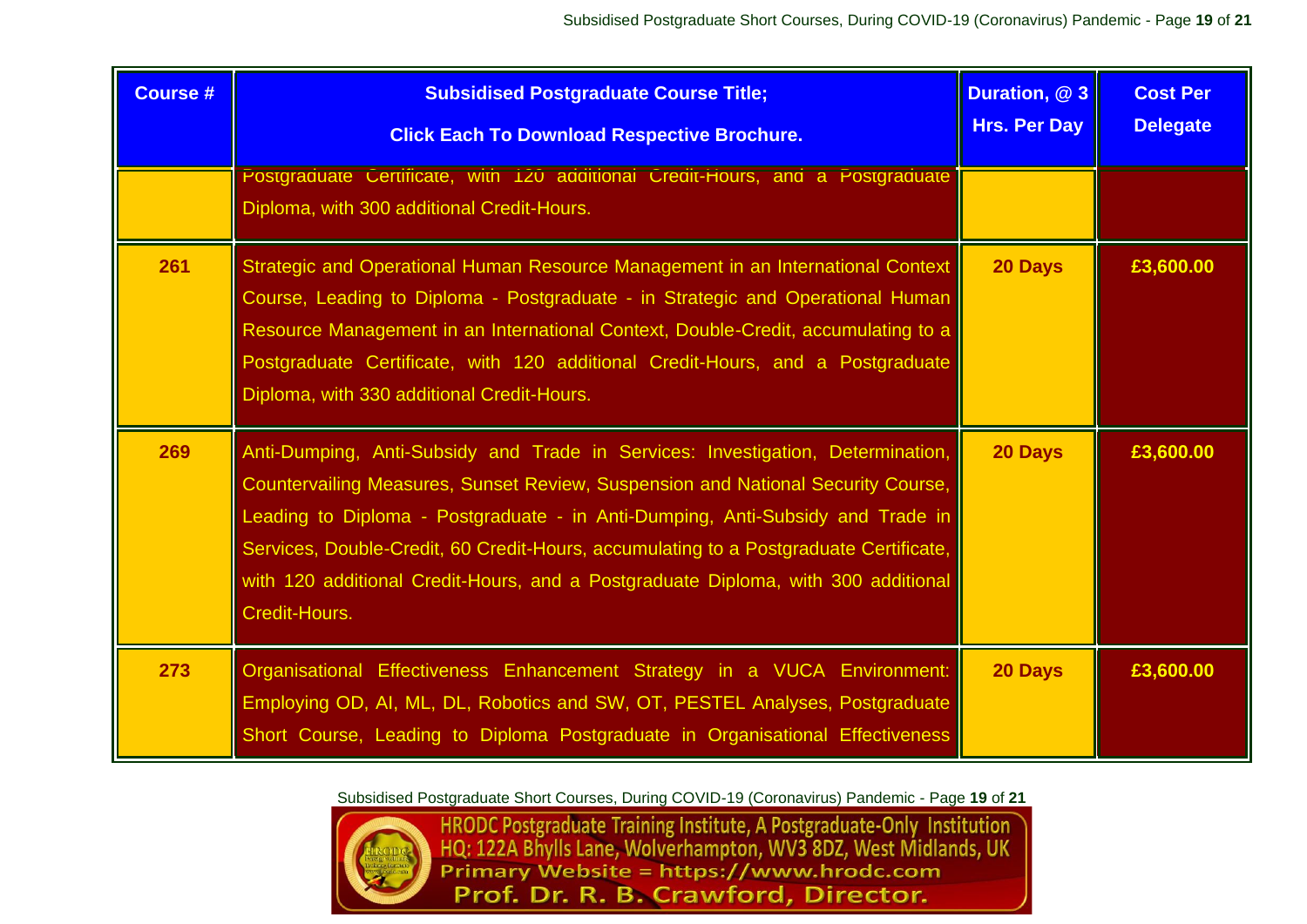| Course # | Subsidised Postgraduate Course Title; Click Each To Download Respective Brochure. | Duration, @ 3 Hrs. Per Day | Cost Per Delegate |
|---|---|---|---|
| | Postgraduate Certificate, with 120 additional Credit-Hours, and a Postgraduate Diploma, with 300 additional Credit-Hours. | | |
| **261** | Strategic and Operational Human Resource Management in an International Context Course, Leading to Diploma - Postgraduate - in Strategic and Operational Human Resource Management in an International Context, Double-Credit, accumulating to a Postgraduate Certificate, with 120 additional Credit-Hours, and a Postgraduate Diploma, with 330 additional Credit-Hours. | **20 Days** | **£3,600.00** |
| **269** | Anti-Dumping, Anti-Subsidy and Trade in Services: Investigation, Determination, Countervailing Measures, Sunset Review, Suspension and National Security Course, Leading to Diploma - Postgraduate - in Anti-Dumping, Anti-Subsidy and Trade in Services, Double-Credit, 60 Credit-Hours, accumulating to a Postgraduate Certificate, with 120 additional Credit-Hours, and a Postgraduate Diploma, with 300 additional Credit-Hours. | **20 Days** | **£3,600.00** |
| **273** | Organisational Effectiveness Enhancement Strategy in a VUCA Environment: Employing OD, AI, ML, DL, Robotics and SW, OT, PESTEL Analyses, Postgraduate Short Course, Leading to Diploma Postgraduate in Organisational Effectiveness | **20 Days** | **£3,600.00** |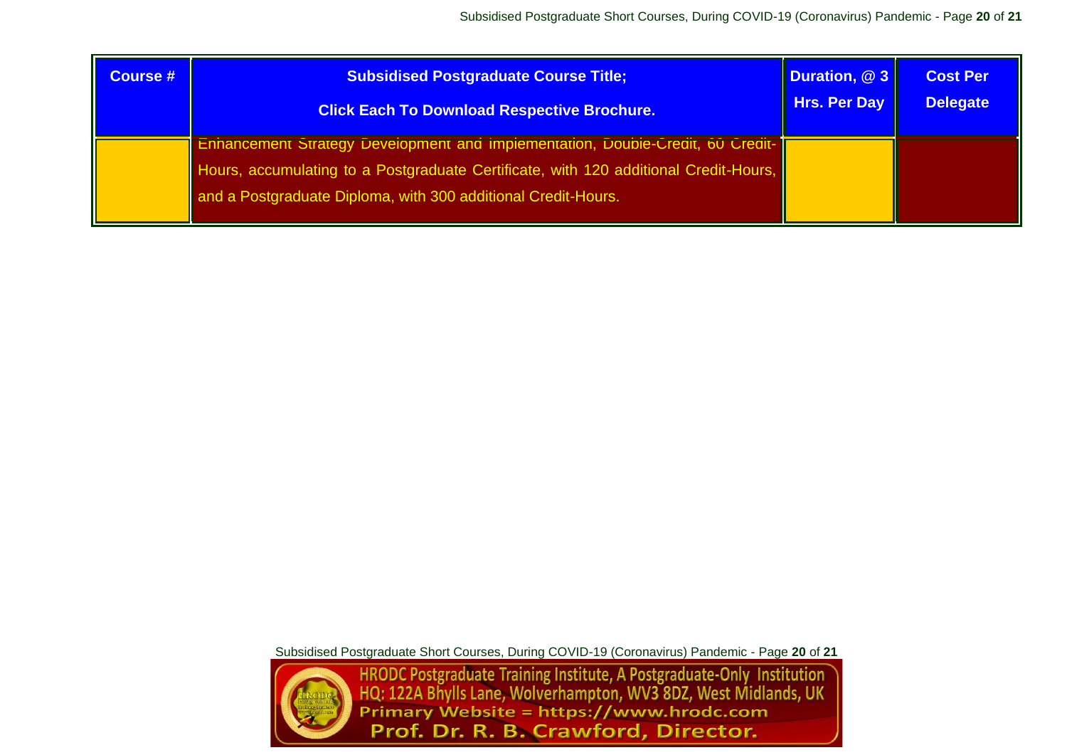| Course # | Subsidised Postgraduate Course Title; Click Each To Download Respective Brochure. | Duration, @ 3 Hrs. Per Day | Cost Per Delegate |
|---|---|---|---|
| | Enhancement Strategy Development and Implementation, Double-Credit, 60 Credit-Hours, accumulating to a Postgraduate Certificate, with 120 additional Credit-Hours, and a Postgraduate Diploma, with 300 additional Credit-Hours. | | |

HRODC Postgraduate Training Institute, A Postgraduate-Only Institution
HQ: 122A Bhylls Lane, Wolverhampton, WV3 8DZ, West Midlands, UK
Primary Website = https://www.hrodc.com
Prof. Dr. R. B. Crawford, Director.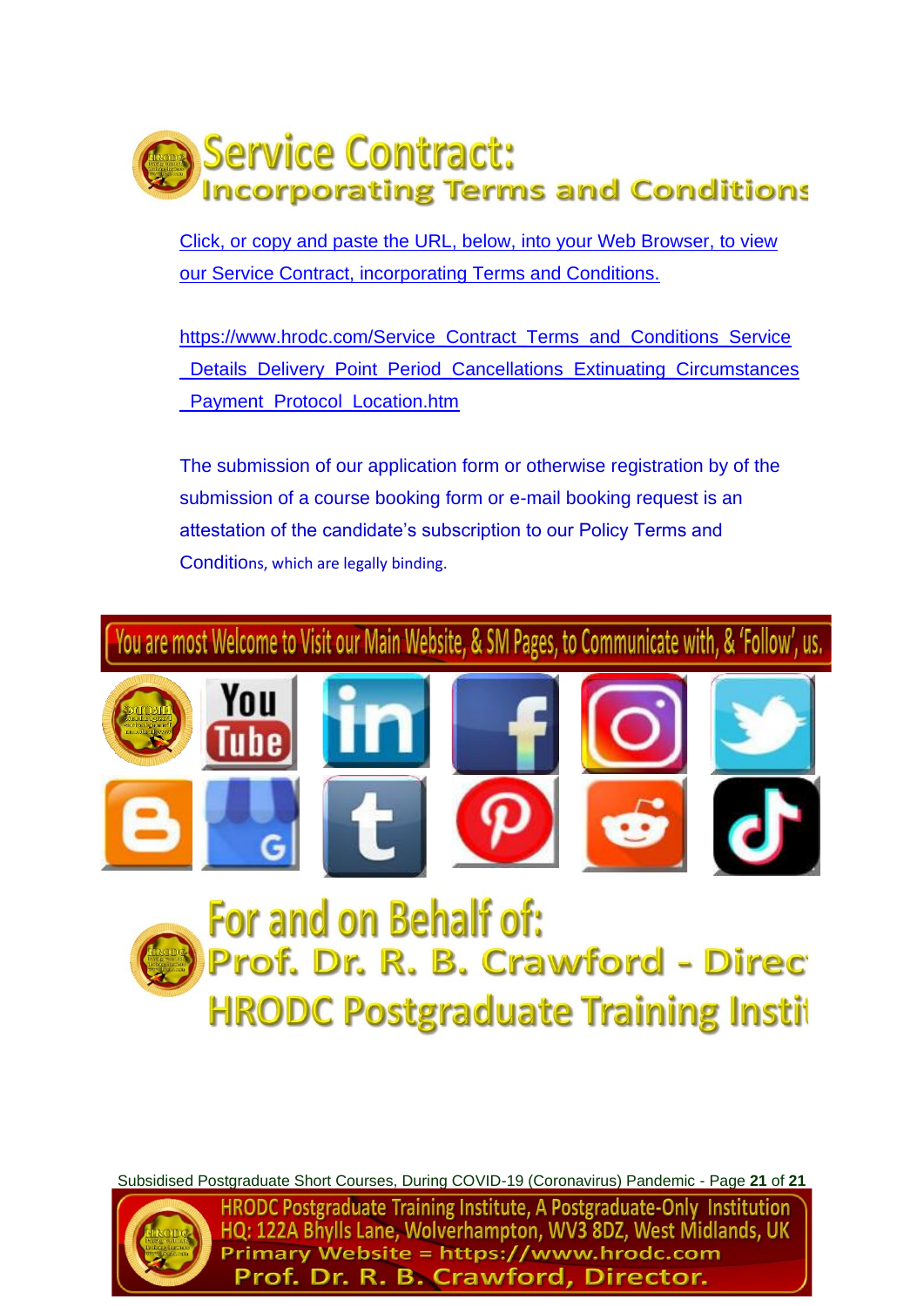# Service Contract:

## Incorporating Terms and Conditions

Click, or copy and paste the URL, below, into your Web Browser, to view our Service Contract, incorporating Terms and Conditions.

https://www.hrodc.com/Service_Contract_Terms_and_Conditions_Service_Details_Delivery_Point_Period_Cancellations_Extinuating_Circumstances_Payment_Protocol_Location.htm

The submission of our application form or otherwise registration by of the submission of a course booking form or e-mail booking request is an attestation of the candidate's subscription to our Policy Terms and Conditions, which are legally binding.

You are most Welcome to Visit our Main Website, & SM Pages, to Communicate with, & 'Follow', us.

# For and on Behalf of:

## Prof. Dr. R. B. Crawford - Direc

## HRODC Postgraduate Training Instit